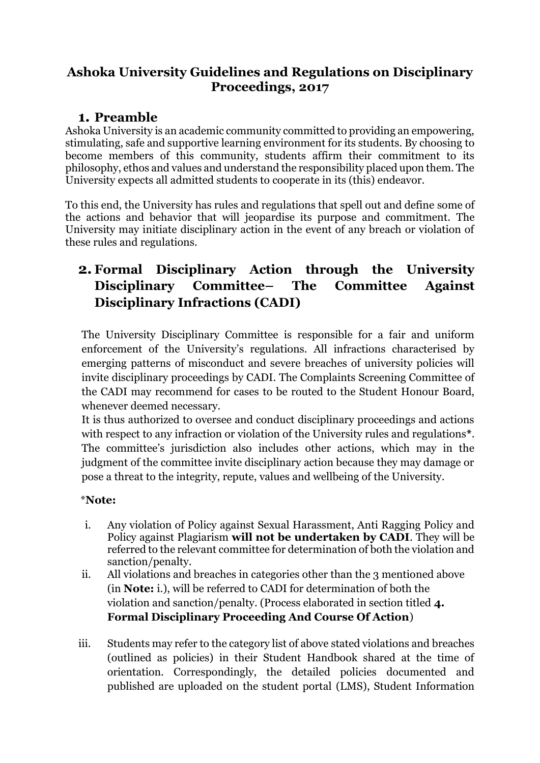# Ashoka University Guidelines and Regulations on Disciplinary Proceedings, 2017

## 1. Preamble

Ashoka University is an academic community committed to providing an empowering, stimulating, safe and supportive learning environment for its students. By choosing to become members of this community, students affirm their commitment to its philosophy, ethos and values and understand the responsibility placed upon them. The University expects all admitted students to cooperate in its (this) endeavor.

To this end, the University has rules and regulations that spell out and define some of the actions and behavior that will jeopardise its purpose and commitment. The University may initiate disciplinary action in the event of any breach or violation of these rules and regulations.

## 2. Formal Disciplinary Action through the University Disciplinary Committee– The Committee Against Disciplinary Infractions (CADI)

The University Disciplinary Committee is responsible for a fair and uniform enforcement of the University's regulations. All infractions characterised by emerging patterns of misconduct and severe breaches of university policies will invite disciplinary proceedings by CADI. The Complaints Screening Committee of the CADI may recommend for cases to be routed to the Student Honour Board, whenever deemed necessary.

It is thus authorized to oversee and conduct disciplinary proceedings and actions with respect to any infraction or violation of the University rules and regulations*. The committee's jurisdiction also includes other actions, which may in the judgment of the committee invite disciplinary action because they may damage or pose a threat to the integrity, repute, values and wellbeing of the University.

***Note:**

i. Any violation of Policy against Sexual Harassment, Anti Ragging Policy and Policy against Plagiarism **will not be undertaken by CADI**. They will be referred to the relevant committee for determination of both the violation and sanction/penalty.

ii. All violations and breaches in categories other than the 3 mentioned above (in **Note:** i.), will be referred to CADI for determination of both the violation and sanction/penalty. (Process elaborated in section titled **4. Formal Disciplinary Proceeding And Course Of Action**)

iii. Students may refer to the category list of above stated violations and breaches (outlined as policies) in their Student Handbook shared at the time of orientation. Correspondingly, the detailed policies documented and published are uploaded on the student portal (LMS), Student Information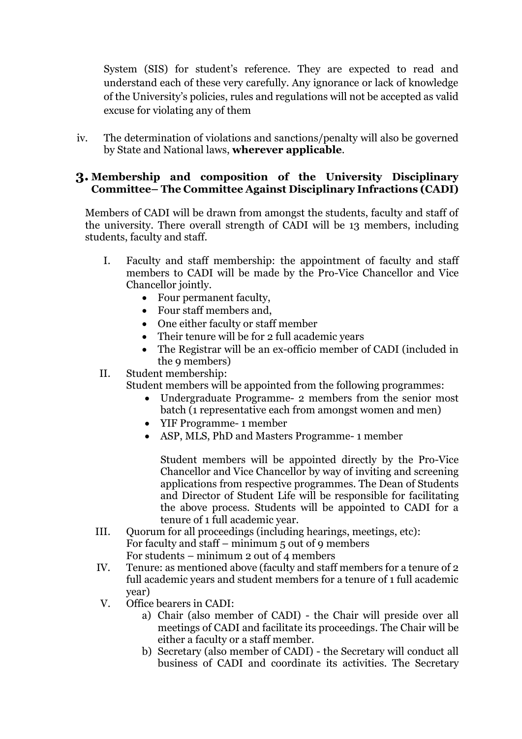System (SIS) for student's reference. They are expected to read and understand each of these very carefully. Any ignorance or lack of knowledge of the University's policies, rules and regulations will not be accepted as valid excuse for violating any of them

iv. The determination of violations and sanctions/penalty will also be governed by State and National laws, **wherever applicable**.

## 3. Membership and composition of the University Disciplinary Committee– The Committee Against Disciplinary Infractions (CADI)

Members of CADI will be drawn from amongst the students, faculty and staff of the university. There overall strength of CADI will be 13 members, including students, faculty and staff.

I. Faculty and staff membership: the appointment of faculty and staff members to CADI will be made by the Pro-Vice Chancellor and Vice Chancellor jointly.
   - Four permanent faculty,
   - Four staff members and,
   - One either faculty or staff member
   - Their tenure will be for 2 full academic years
   - The Registrar will be an ex-officio member of CADI (included in the 9 members)

II. Student membership:
   Student members will be appointed from the following programmes:
   - Undergraduate Programme- 2 members from the senior most batch (1 representative each from amongst women and men)
   - YIF Programme- 1 member
   - ASP, MLS, PhD and Masters Programme- 1 member

   Student members will be appointed directly by the Pro-Vice Chancellor and Vice Chancellor by way of inviting and screening applications from respective programmes. The Dean of Students and Director of Student Life will be responsible for facilitating the above process. Students will be appointed to CADI for a tenure of 1 full academic year.

III. Quorum for all proceedings (including hearings, meetings, etc):
   For faculty and staff – minimum 5 out of 9 members
   For students – minimum 2 out of 4 members

IV. Tenure: as mentioned above (faculty and staff members for a tenure of 2 full academic years and student members for a tenure of 1 full academic year)

V. Office bearers in CADI:
   a) Chair (also member of CADI) - the Chair will preside over all meetings of CADI and facilitate its proceedings. The Chair will be either a faculty or a staff member.
   b) Secretary (also member of CADI) - the Secretary will conduct all business of CADI and coordinate its activities. The Secretary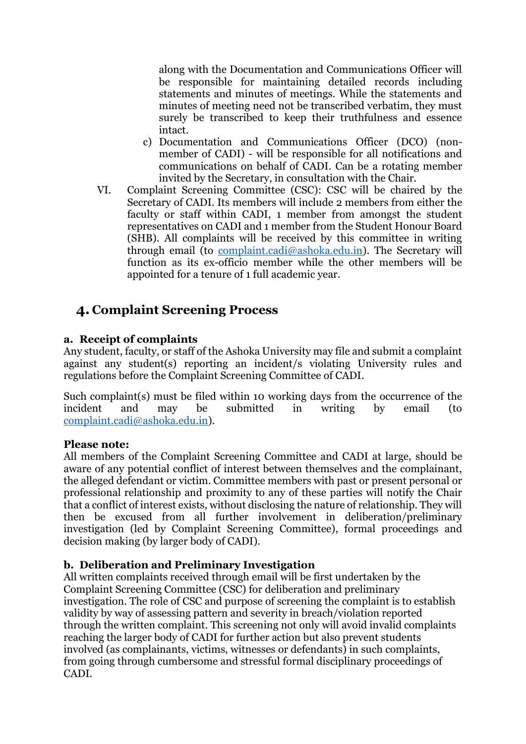along with the Documentation and Communications Officer will be responsible for maintaining detailed records including statements and minutes of meetings. While the statements and minutes of meeting need not be transcribed verbatim, they must surely be transcribed to keep their truthfulness and essence intact.

c) Documentation and Communications Officer (DCO) (non-member of CADI) - will be responsible for all notifications and communications on behalf of CADI. Can be a rotating member invited by the Secretary, in consultation with the Chair.

VI. Complaint Screening Committee (CSC): CSC will be chaired by the Secretary of CADI. Its members will include 2 members from either the faculty or staff within CADI, 1 member from amongst the student representatives on CADI and 1 member from the Student Honour Board (SHB). All complaints will be received by this committee in writing through email (to [complaint.cadi@ashoka.edu.in](mailto:complaint.cadi@ashoka.edu.in)). The Secretary will function as its ex-officio member while the other members will be appointed for a tenure of 1 full academic year.

## 4. Complaint Screening Process

### a. Receipt of complaints

Any student, faculty, or staff of the Ashoka University may file and submit a complaint against any student(s) reporting an incident/s violating University rules and regulations before the Complaint Screening Committee of CADI.

Such complaint(s) must be filed within 10 working days from the occurrence of the incident and may be submitted in writing by email (to [complaint.cadi@ashoka.edu.in](mailto:complaint.cadi@ashoka.edu.in)).

**Please note:**
All members of the Complaint Screening Committee and CADI at large, should be aware of any potential conflict of interest between themselves and the complainant, the alleged defendant or victim. Committee members with past or present personal or professional relationship and proximity to any of these parties will notify the Chair that a conflict of interest exists, without disclosing the nature of relationship. They will then be excused from all further involvement in deliberation/preliminary investigation (led by Complaint Screening Committee), formal proceedings and decision making (by larger body of CADI).

### b. Deliberation and Preliminary Investigation

All written complaints received through email will be first undertaken by the Complaint Screening Committee (CSC) for deliberation and preliminary investigation. The role of CSC and purpose of screening the complaint is to establish validity by way of assessing pattern and severity in breach/violation reported through the written complaint. This screening not only will avoid invalid complaints reaching the larger body of CADI for further action but also prevent students involved (as complainants, victims, witnesses or defendants) in such complaints, from going through cumbersome and stressful formal disciplinary proceedings of CADI.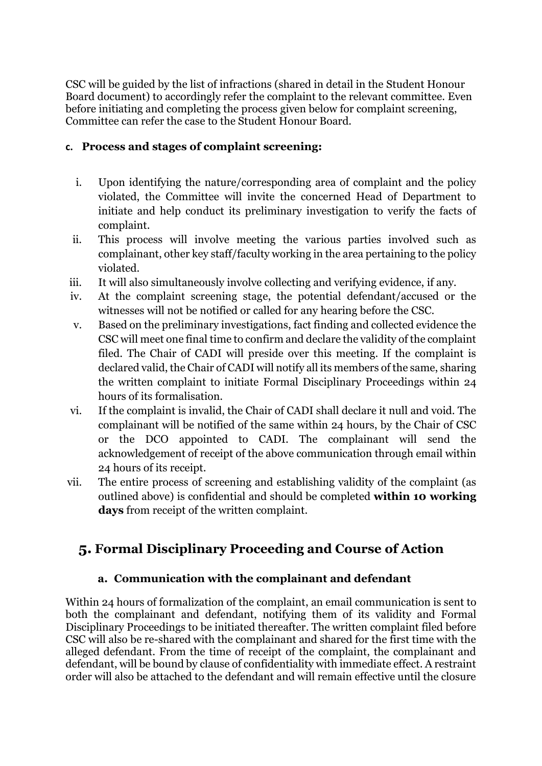CSC will be guided by the list of infractions (shared in detail in the Student Honour Board document) to accordingly refer the complaint to the relevant committee. Even before initiating and completing the process given below for complaint screening, Committee can refer the case to the Student Honour Board.

#### c. Process and stages of complaint screening:

i. Upon identifying the nature/corresponding area of complaint and the policy violated, the Committee will invite the concerned Head of Department to initiate and help conduct its preliminary investigation to verify the facts of complaint.

ii. This process will involve meeting the various parties involved such as complainant, other key staff/faculty working in the area pertaining to the policy violated.

iii. It will also simultaneously involve collecting and verifying evidence, if any.

iv. At the complaint screening stage, the potential defendant/accused or the witnesses will not be notified or called for any hearing before the CSC.

v. Based on the preliminary investigations, fact finding and collected evidence the CSC will meet one final time to confirm and declare the validity of the complaint filed. The Chair of CADI will preside over this meeting. If the complaint is declared valid, the Chair of CADI will notify all its members of the same, sharing the written complaint to initiate Formal Disciplinary Proceedings within 24 hours of its formalisation.

vi. If the complaint is invalid, the Chair of CADI shall declare it null and void. The complainant will be notified of the same within 24 hours, by the Chair of CSC or the DCO appointed to CADI. The complainant will send the acknowledgement of receipt of the above communication through email within 24 hours of its receipt.

vii. The entire process of screening and establishing validity of the complaint (as outlined above) is confidential and should be completed **within 10 working days** from receipt of the written complaint.

## 5. Formal Disciplinary Proceeding and Course of Action

### a. Communication with the complainant and defendant

Within 24 hours of formalization of the complaint, an email communication is sent to both the complainant and defendant, notifying them of its validity and Formal Disciplinary Proceedings to be initiated thereafter. The written complaint filed before CSC will also be re-shared with the complainant and shared for the first time with the alleged defendant. From the time of receipt of the complaint, the complainant and defendant, will be bound by clause of confidentiality with immediate effect. A restraint order will also be attached to the defendant and will remain effective until the closure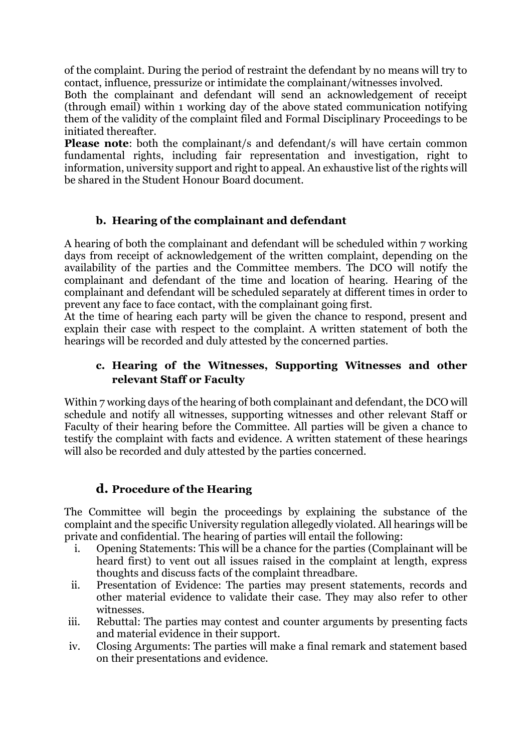of the complaint. During the period of restraint the defendant by no means will try to contact, influence, pressurize or intimidate the complainant/witnesses involved.

Both the complainant and defendant will send an acknowledgement of receipt (through email) within 1 working day of the above stated communication notifying them of the validity of the complaint filed and Formal Disciplinary Proceedings to be initiated thereafter.

**Please note**: both the complainant/s and defendant/s will have certain common fundamental rights, including fair representation and investigation, right to information, university support and right to appeal. An exhaustive list of the rights will be shared in the Student Honour Board document.

### b. Hearing of the complainant and defendant

A hearing of both the complainant and defendant will be scheduled within 7 working days from receipt of acknowledgement of the written complaint, depending on the availability of the parties and the Committee members. The DCO will notify the complainant and defendant of the time and location of hearing. Hearing of the complainant and defendant will be scheduled separately at different times in order to prevent any face to face contact, with the complainant going first.

At the time of hearing each party will be given the chance to respond, present and explain their case with respect to the complaint. A written statement of both the hearings will be recorded and duly attested by the concerned parties.

### c. Hearing of the Witnesses, Supporting Witnesses and other relevant Staff or Faculty

Within 7 working days of the hearing of both complainant and defendant, the DCO will schedule and notify all witnesses, supporting witnesses and other relevant Staff or Faculty of their hearing before the Committee. All parties will be given a chance to testify the complaint with facts and evidence. A written statement of these hearings will also be recorded and duly attested by the parties concerned.

### d. Procedure of the Hearing

The Committee will begin the proceedings by explaining the substance of the complaint and the specific University regulation allegedly violated. All hearings will be private and confidential. The hearing of parties will entail the following:

i. Opening Statements: This will be a chance for the parties (Complainant will be heard first) to vent out all issues raised in the complaint at length, express thoughts and discuss facts of the complaint threadbare.

ii. Presentation of Evidence: The parties may present statements, records and other material evidence to validate their case. They may also refer to other witnesses.

iii. Rebuttal: The parties may contest and counter arguments by presenting facts and material evidence in their support.

iv. Closing Arguments: The parties will make a final remark and statement based on their presentations and evidence.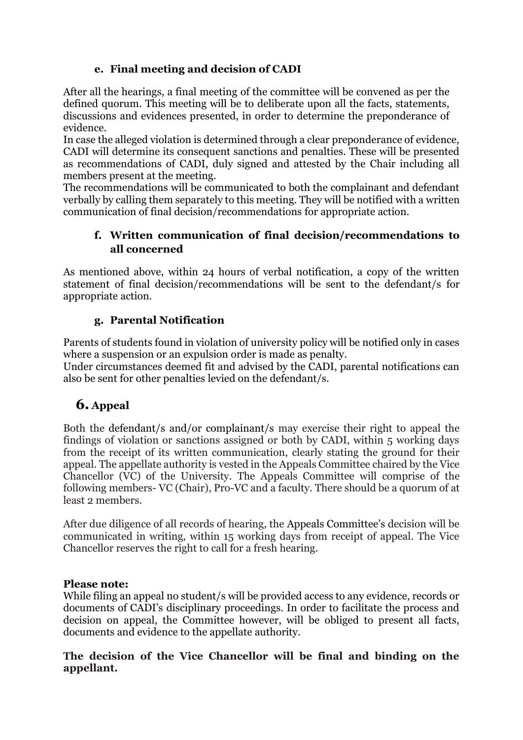### e. Final meeting and decision of CADI

After all the hearings, a final meeting of the committee will be convened as per the defined quorum. This meeting will be to deliberate upon all the facts, statements, discussions and evidences presented, in order to determine the preponderance of evidence.

In case the alleged violation is determined through a clear preponderance of evidence, CADI will determine its consequent sanctions and penalties. These will be presented as recommendations of CADI, duly signed and attested by the Chair including all members present at the meeting.

The recommendations will be communicated to both the complainant and defendant verbally by calling them separately to this meeting. They will be notified with a written communication of final decision/recommendations for appropriate action.

### f. Written communication of final decision/recommendations to all concerned

As mentioned above, within 24 hours of verbal notification, a copy of the written statement of final decision/recommendations will be sent to the defendant/s for appropriate action.

### g. Parental Notification

Parents of students found in violation of university policy will be notified only in cases where a suspension or an expulsion order is made as penalty.

Under circumstances deemed fit and advised by the CADI, parental notifications can also be sent for other penalties levied on the defendant/s.

## 6. Appeal

Both the defendant/s and/or complainant/s may exercise their right to appeal the findings of violation or sanctions assigned or both by CADI, within 5 working days from the receipt of its written communication, clearly stating the ground for their appeal. The appellate authority is vested in the Appeals Committee chaired by the Vice Chancellor (VC) of the University. The Appeals Committee will comprise of the following members- VC (Chair), Pro-VC and a faculty. There should be a quorum of at least 2 members.

After due diligence of all records of hearing, the Appeals Committee's decision will be communicated in writing, within 15 working days from receipt of appeal. The Vice Chancellor reserves the right to call for a fresh hearing.

**Please note:**

While filing an appeal no student/s will be provided access to any evidence, records or documents of CADI's disciplinary proceedings. In order to facilitate the process and decision on appeal, the Committee however, will be obliged to present all facts, documents and evidence to the appellate authority.

**The decision of the Vice Chancellor will be final and binding on the appellant.**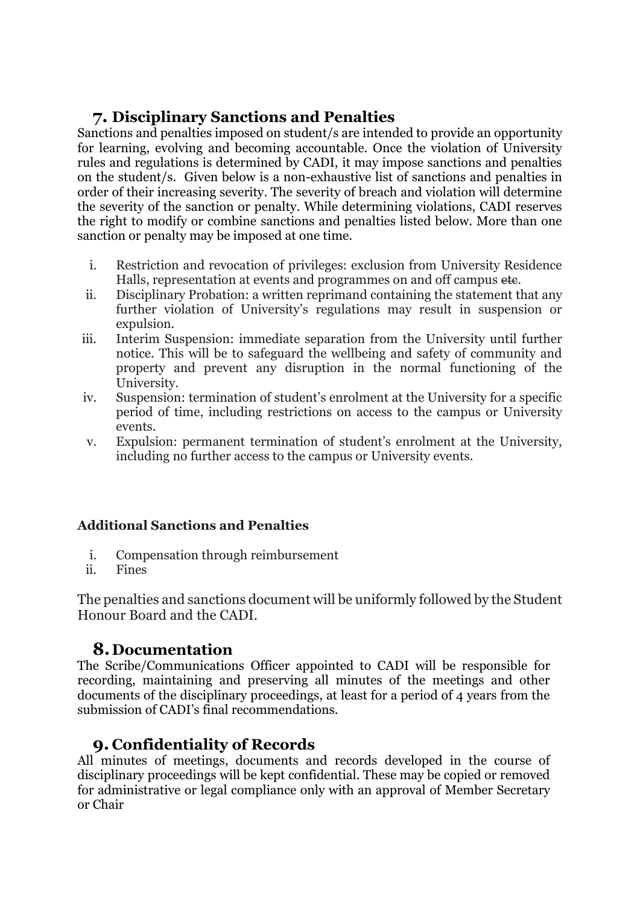## 7. Disciplinary Sanctions and Penalties

Sanctions and penalties imposed on student/s are intended to provide an opportunity for learning, evolving and becoming accountable. Once the violation of University rules and regulations is determined by CADI, it may impose sanctions and penalties on the student/s. Given below is a non-exhaustive list of sanctions and penalties in order of their increasing severity. The severity of breach and violation will determine the severity of the sanction or penalty. While determining violations, CADI reserves the right to modify or combine sanctions and penalties listed below. More than one sanction or penalty may be imposed at one time.

i. Restriction and revocation of privileges: exclusion from University Residence Halls, representation at events and programmes on and off campus ~~etc~~.
ii. Disciplinary Probation: a written reprimand containing the statement that any further violation of University's regulations may result in suspension or expulsion.
iii. Interim Suspension: immediate separation from the University until further notice. This will be to safeguard the wellbeing and safety of community and property and prevent any disruption in the normal functioning of the University.
iv. Suspension: termination of student's enrolment at the University for a specific period of time, including restrictions on access to the campus or University events.
v. Expulsion: permanent termination of student's enrolment at the University, including no further access to the campus or University events.

**Additional Sanctions and Penalties**

i. Compensation through reimbursement
ii. Fines

The penalties and sanctions document will be uniformly followed by the Student Honour Board and the CADI.

## 8. Documentation

The Scribe/Communications Officer appointed to CADI will be responsible for recording, maintaining and preserving all minutes of the meetings and other documents of the disciplinary proceedings, at least for a period of 4 years from the submission of CADI's final recommendations.

## 9. Confidentiality of Records

All minutes of meetings, documents and records developed in the course of disciplinary proceedings will be kept confidential. These may be copied or removed for administrative or legal compliance only with an approval of Member Secretary or Chair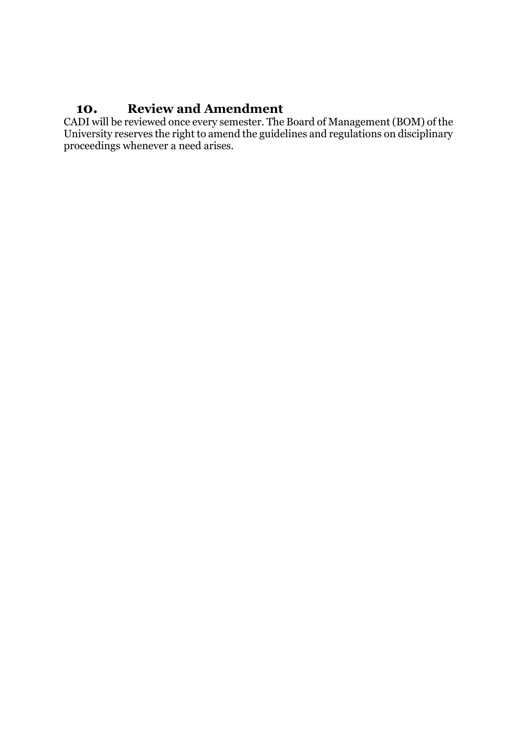## 10. Review and Amendment

CADI will be reviewed once every semester. The Board of Management (BOM) of the University reserves the right to amend the guidelines and regulations on disciplinary proceedings whenever a need arises.